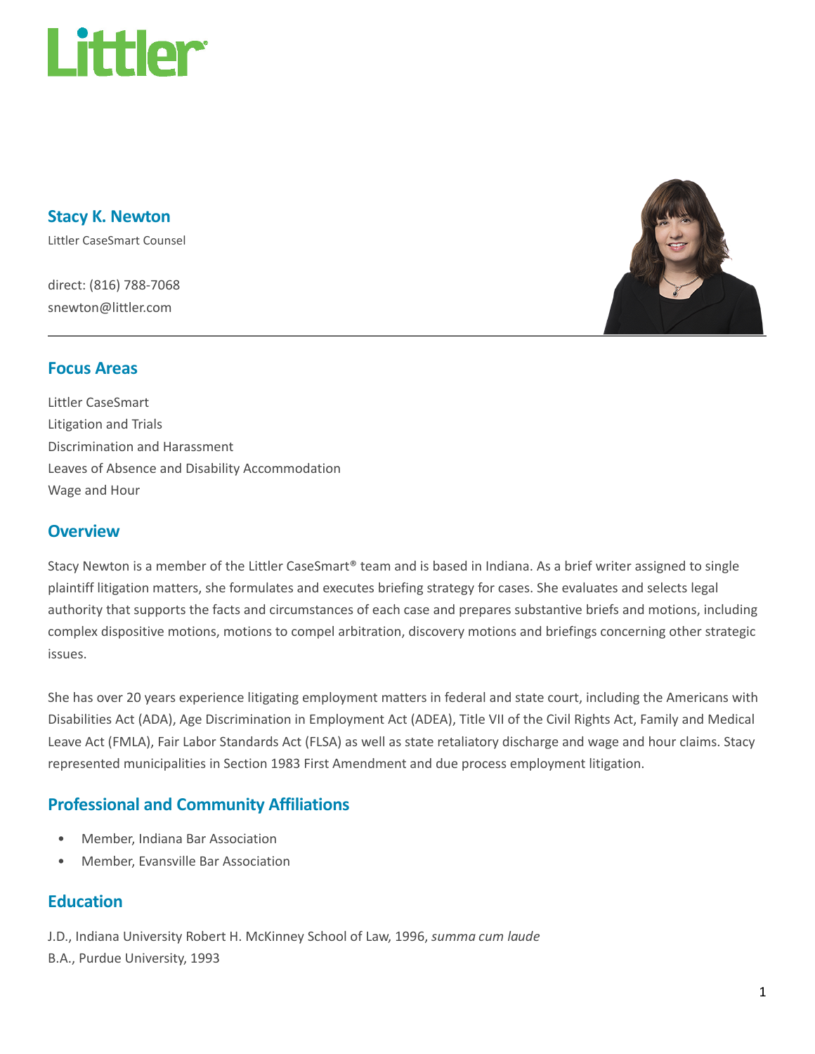# Stacy K. Newton

Littler CaseSmart Counsel

direct: (816) 788-7068
snewton@littler.com

## Focus Areas

Littler CaseSmart
Litigation and Trials
Discrimination and Harassment
Leaves of Absence and Disability Accommodation
Wage and Hour

## Overview

Stacy Newton is a member of the Littler CaseSmart® team and is based in Indiana. As a brief writer assigned to single plaintiff litigation matters, she formulates and executes briefing strategy for cases. She evaluates and selects legal authority that supports the facts and circumstances of each case and prepares substantive briefs and motions, including complex dispositive motions, motions to compel arbitration, discovery motions and briefings concerning other strategic issues.

She has over 20 years experience litigating employment matters in federal and state court, including the Americans with Disabilities Act (ADA), Age Discrimination in Employment Act (ADEA), Title VII of the Civil Rights Act, Family and Medical Leave Act (FMLA), Fair Labor Standards Act (FLSA) as well as state retaliatory discharge and wage and hour claims. Stacy represented municipalities in Section 1983 First Amendment and due process employment litigation.

## Professional and Community Affiliations

- Member, Indiana Bar Association
- Member, Evansville Bar Association

## Education

J.D., Indiana University Robert H. McKinney School of Law, 1996, *summa cum laude*
B.A., Purdue University, 1993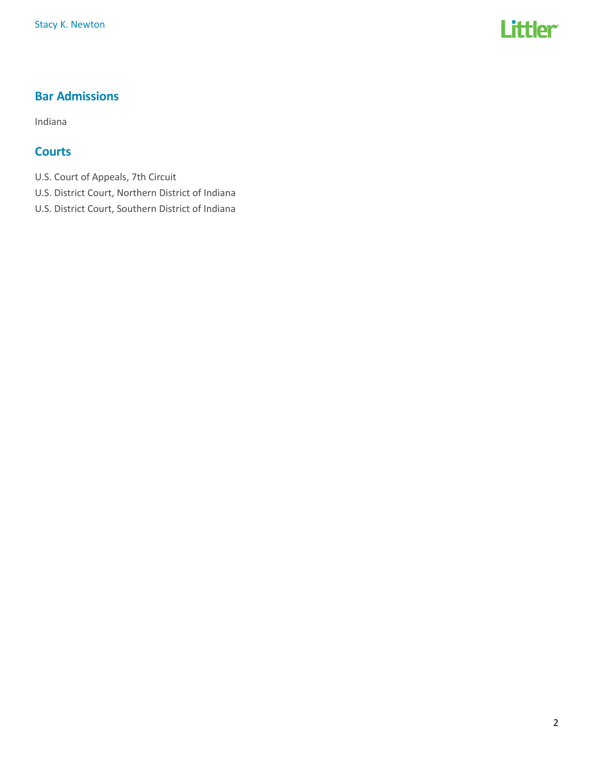## Bar Admissions

Indiana

## Courts

U.S. Court of Appeals, 7th Circuit

U.S. District Court, Northern District of Indiana

U.S. District Court, Southern District of Indiana